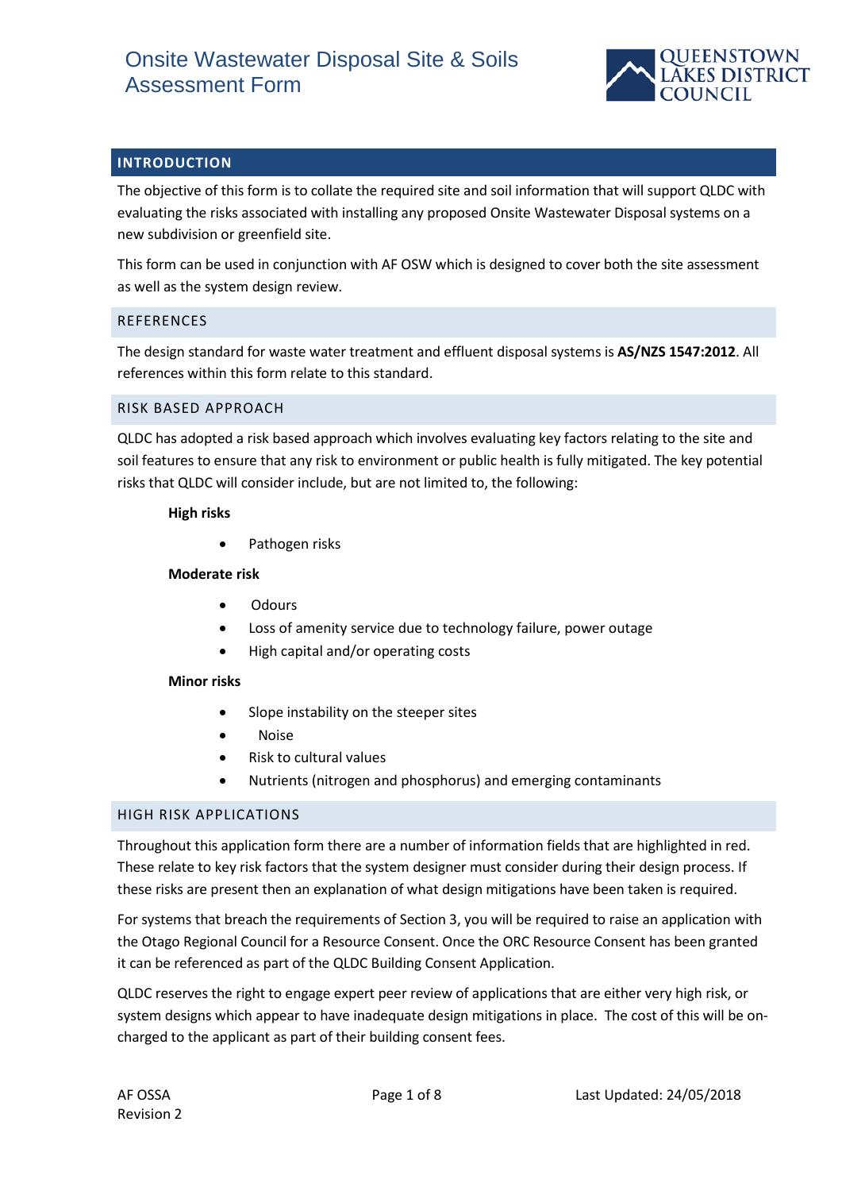# Onsite Wastewater Disposal Site & Soils Assessment Form

QUEENSTOWN LAKES DISTRICT COUNCIL

## INTRODUCTION

The objective of this form is to collate the required site and soil information that will support QLDC with evaluating the risks associated with installing any proposed Onsite Wastewater Disposal systems on a new subdivision or greenfield site.

This form can be used in conjunction with AF OSW which is designed to cover both the site assessment as well as the system design review.

### REFERENCES

The design standard for waste water treatment and effluent disposal systems is **AS/NZS 1547:2012**. All references within this form relate to this standard.

### RISK BASED APPROACH

QLDC has adopted a risk based approach which involves evaluating key factors relating to the site and soil features to ensure that any risk to environment or public health is fully mitigated. The key potential risks that QLDC will consider include, but are not limited to, the following:

**High risks**

- Pathogen risks

**Moderate risk**

- Odours
- Loss of amenity service due to technology failure, power outage
- High capital and/or operating costs

**Minor risks**

- Slope instability on the steeper sites
- Noise
- Risk to cultural values
- Nutrients (nitrogen and phosphorus) and emerging contaminants

### HIGH RISK APPLICATIONS

Throughout this application form there are a number of information fields that are highlighted in red. These relate to key risk factors that the system designer must consider during their design process. If these risks are present then an explanation of what design mitigations have been taken is required.

For systems that breach the requirements of Section 3, you will be required to raise an application with the Otago Regional Council for a Resource Consent. Once the ORC Resource Consent has been granted it can be referenced as part of the QLDC Building Consent Application.

QLDC reserves the right to engage expert peer review of applications that are either very high risk, or system designs which appear to have inadequate design mitigations in place. The cost of this will be on-charged to the applicant as part of their building consent fees.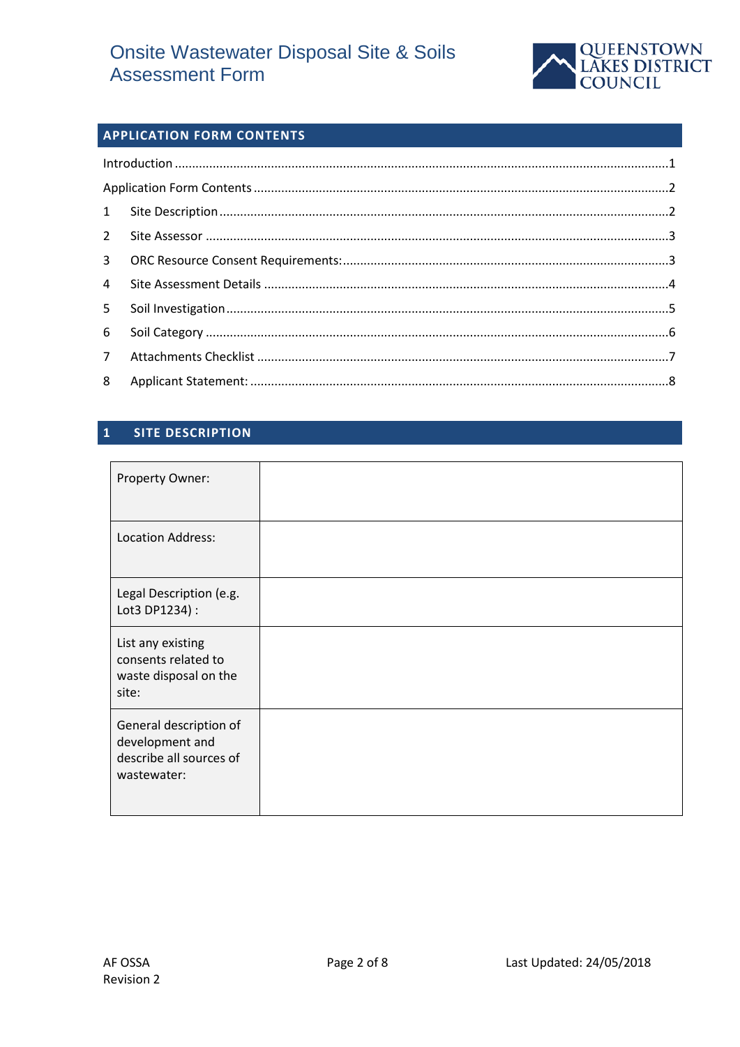## APPLICATION FORM CONTENTS

Introduction ....................................................................................................................................1

Application Form Contents ..............................................................................................................2

1 Site Description ........................................................................................................................2

2 Site Assessor ............................................................................................................................3

3 ORC Resource Consent Requirements: ....................................................................................3

4 Site Assessment Details ...........................................................................................................4

5 Soil Investigation .....................................................................................................................5

6 Soil Category ............................................................................................................................6

7 Attachments Checklist .............................................................................................................7

8 Applicant Statement: ...............................................................................................................8

## 1 SITE DESCRIPTION

| | |
|---|---|
| Property Owner: | |
| Location Address: | |
| Legal Description (e.g. Lot3 DP1234) : | |
| List any existing consents related to waste disposal on the site: | |
| General description of development and describe all sources of wastewater: | |

AF OSSA
Revision 2

Last Updated: 24/05/2018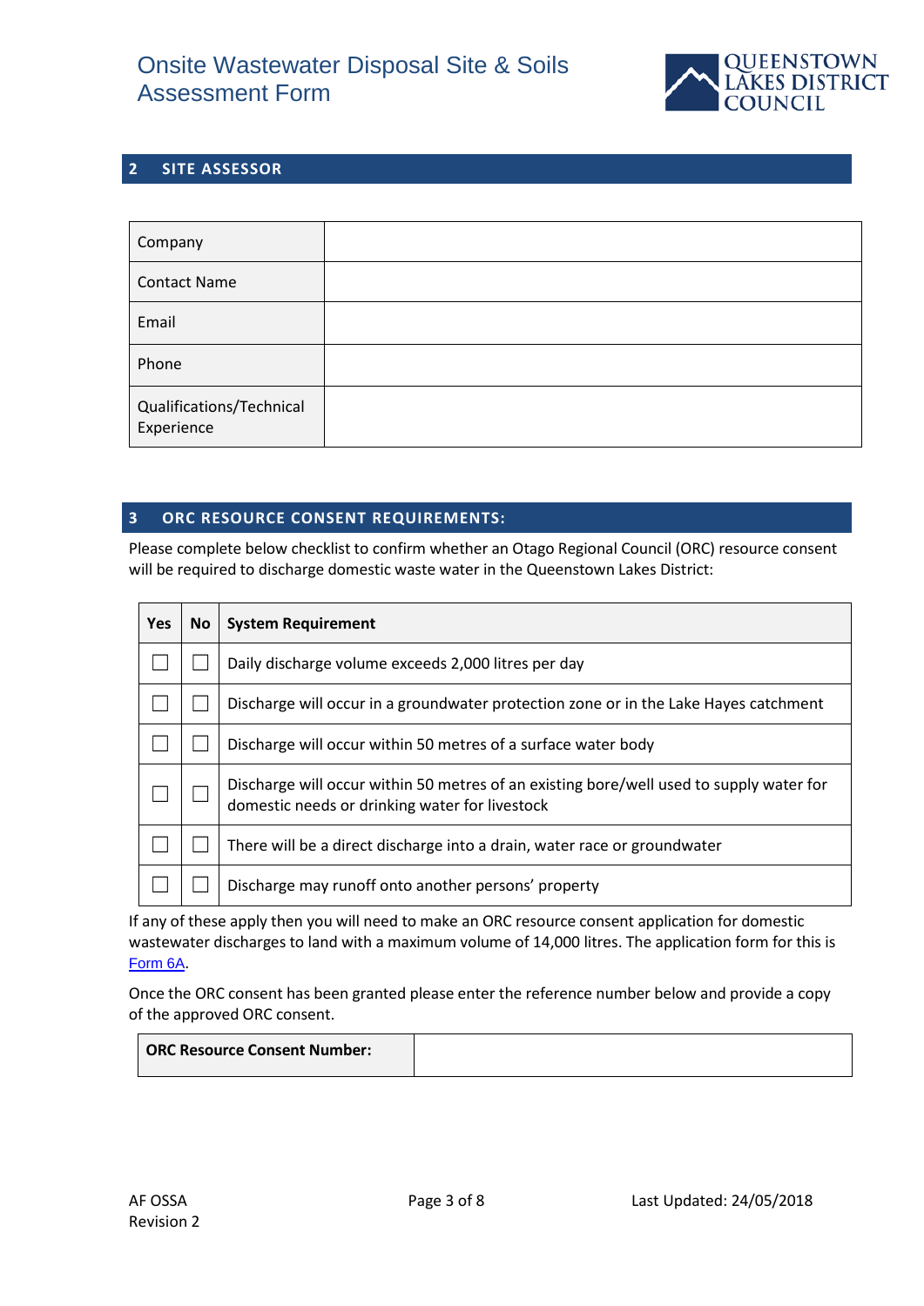## 2 SITE ASSESSOR

| Company | |
|---|---|
| Contact Name | |
| Email | |
| Phone | |
| Qualifications/Technical Experience | |

## 3 ORC RESOURCE CONSENT REQUIREMENTS:

Please complete below checklist to confirm whether an Otago Regional Council (ORC) resource consent will be required to discharge domestic waste water in the Queenstown Lakes District:

| Yes | No | System Requirement |
|---|---|---|
| ☐ | ☐ | Daily discharge volume exceeds 2,000 litres per day |
| ☐ | ☐ | Discharge will occur in a groundwater protection zone or in the Lake Hayes catchment |
| ☐ | ☐ | Discharge will occur within 50 metres of a surface water body |
| ☐ | ☐ | Discharge will occur within 50 metres of an existing bore/well used to supply water for domestic needs or drinking water for livestock |
| ☐ | ☐ | There will be a direct discharge into a drain, water race or groundwater |
| ☐ | ☐ | Discharge may runoff onto another persons' property |

If any of these apply then you will need to make an ORC resource consent application for domestic wastewater discharges to land with a maximum volume of 14,000 litres. The application form for this is Form 6A.

Once the ORC consent has been granted please enter the reference number below and provide a copy of the approved ORC consent.

| **ORC Resource Consent Number:** | |
|---|---|

AF OSSA
Revision 2

Last Updated: 24/05/2018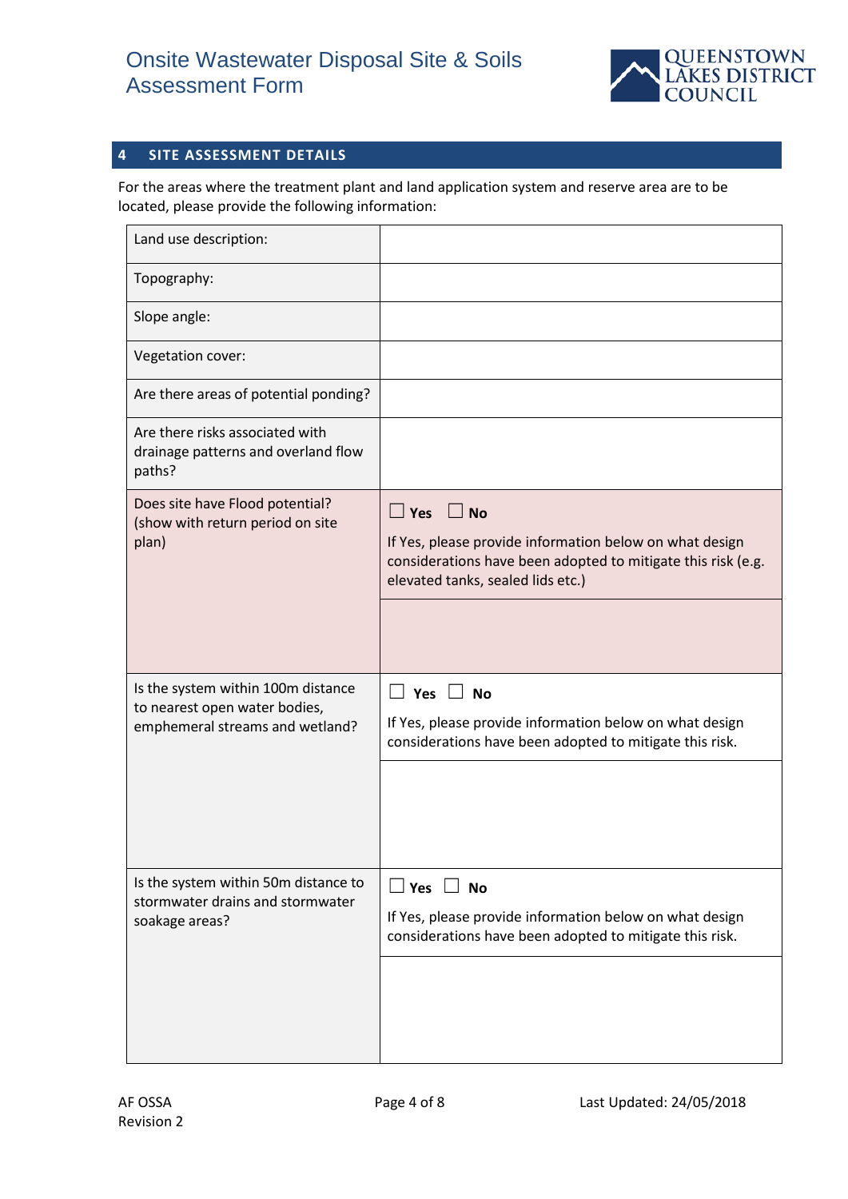## 4 SITE ASSESSMENT DETAILS

For the areas where the treatment plant and land application system and reserve area are to be located, please provide the following information:

| | |
|---|---|
| Land use description: | |
| Topography: | |
| Slope angle: | |
| Vegetation cover: | |
| Are there areas of potential ponding? | |
| Are there risks associated with drainage patterns and overland flow paths? | |
| Does site have Flood potential? (show with return period on site plan) | ☐ **Yes** ☐ **No**<br>If Yes, please provide information below on what design considerations have been adopted to mitigate this risk (e.g. elevated tanks, sealed lids etc.) |
| | |
| Is the system within 100m distance to nearest open water bodies, emphemeral streams and wetland? | ☐ **Yes** ☐ **No**<br>If Yes, please provide information below on what design considerations have been adopted to mitigate this risk. |
| | |
| Is the system within 50m distance to stormwater drains and stormwater soakage areas? | ☐ **Yes** ☐ **No**<br>If Yes, please provide information below on what design considerations have been adopted to mitigate this risk. |
| | |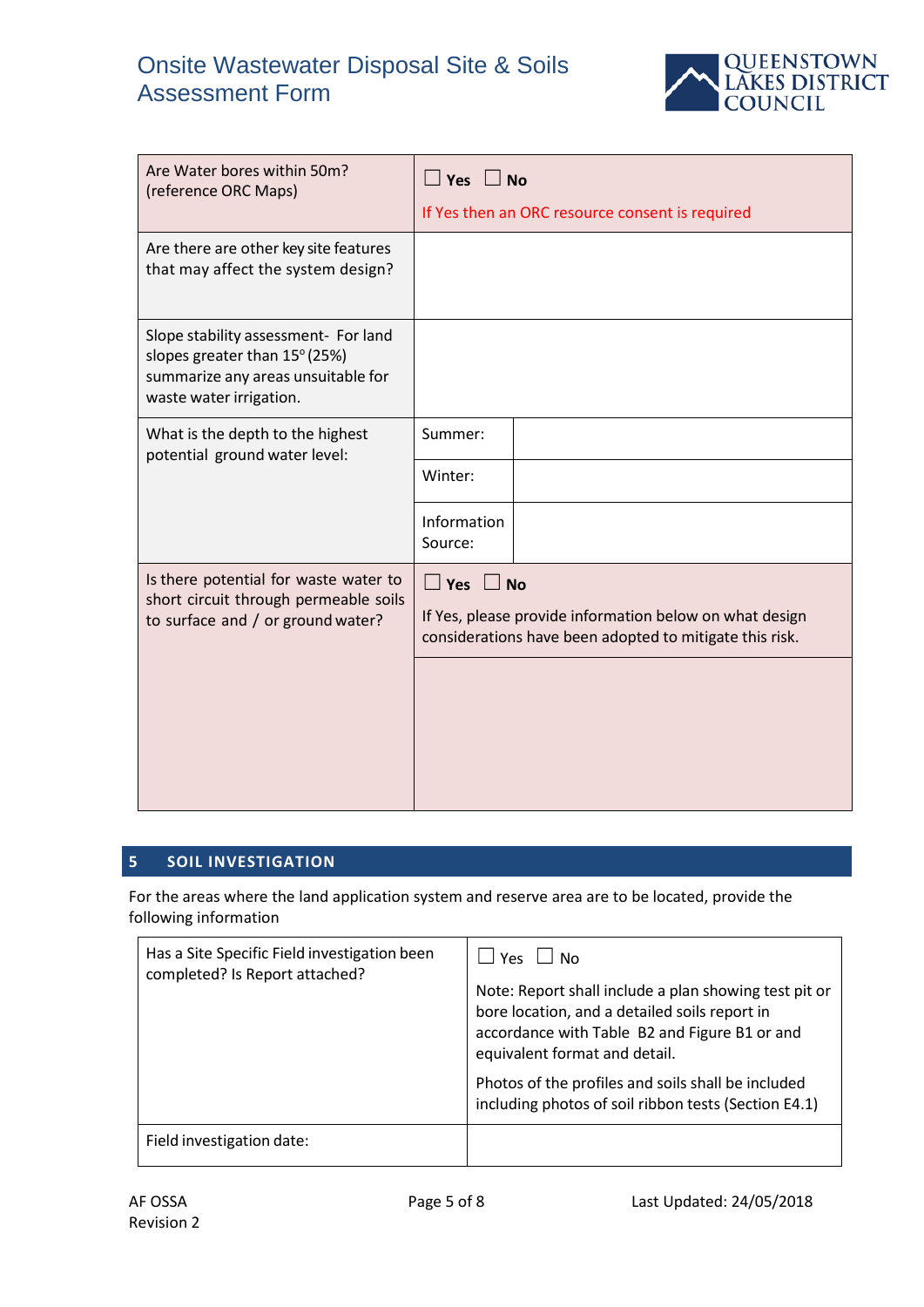| | |
|---|---|
| Are Water bores within 50m? (reference ORC Maps) | ☐ **Yes** ☐ **No**<br>If Yes then an ORC resource consent is required |
| Are there are other key site features that may affect the system design? | |
| Slope stability assessment- For land slopes greater than 15° (25%) summarize any areas unsuitable for waste water irrigation. | |
| What is the depth to the highest potential ground water level: | Summer: |
| | Winter: |
| | Information Source: |
| Is there potential for waste water to short circuit through permeable soils to surface and / or ground water? | ☐ **Yes** ☐ **No**<br>If Yes, please provide information below on what design considerations have been adopted to mitigate this risk. |
| | |

## 5 SOIL INVESTIGATION

For the areas where the land application system and reserve area are to be located, provide the following information

| | |
|---|---|
| Has a Site Specific Field investigation been completed? Is Report attached? | ☐ Yes ☐ No<br>Note: Report shall include a plan showing test pit or bore location, and a detailed soils report in accordance with Table B2 and Figure B1 or and equivalent format and detail.<br>Photos of the profiles and soils shall be included including photos of soil ribbon tests (Section E4.1) |
| Field investigation date: | |

AF OSSA
Revision 2

Last Updated: 24/05/2018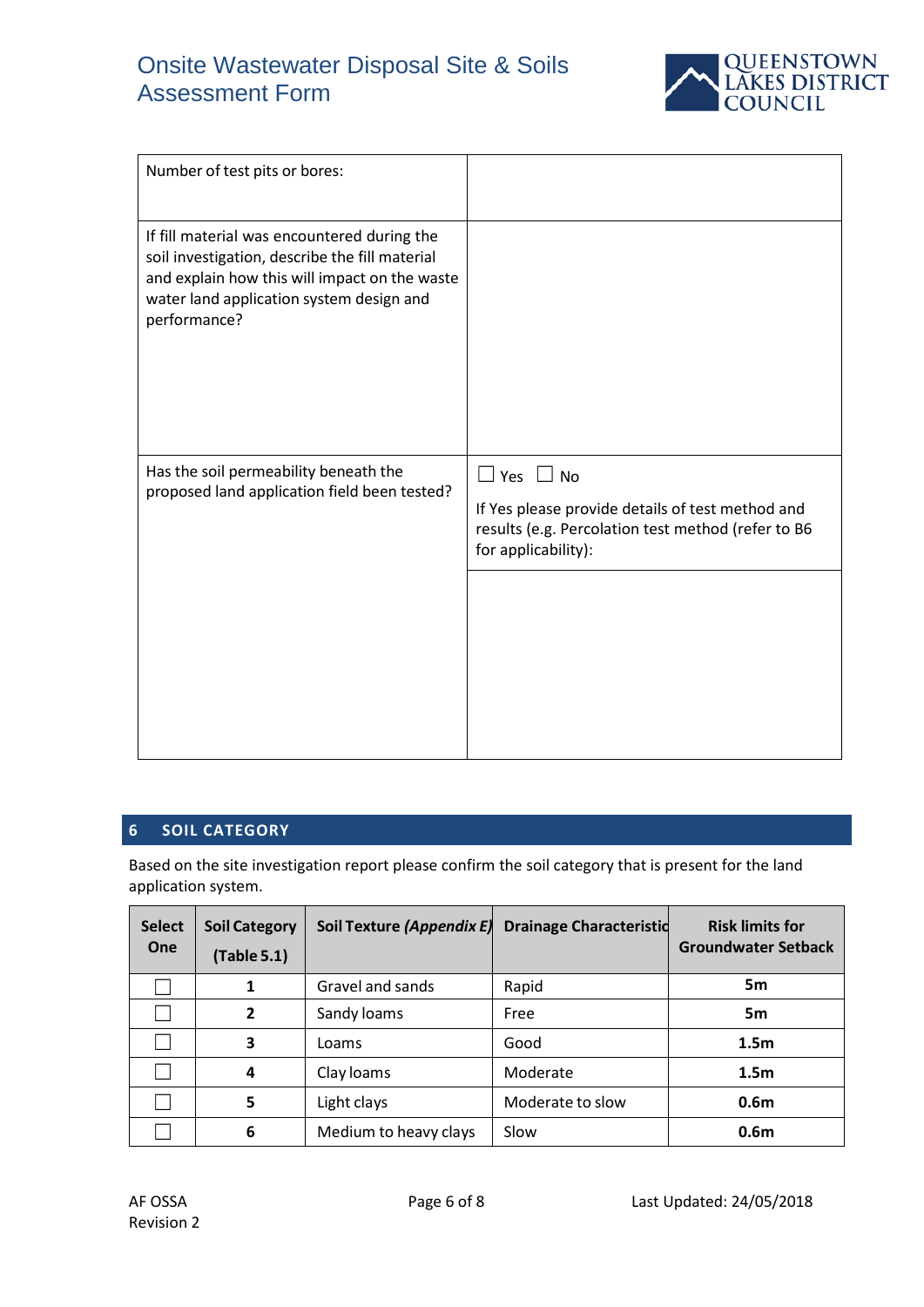| | |
|---|---|
| Number of test pits or bores: | |
| If fill material was encountered during the soil investigation, describe the fill material and explain how this will impact on the waste water land application system design and performance? | |
| Has the soil permeability beneath the proposed land application field been tested? | ☐ Yes ☐ No<br><br>If Yes please provide details of test method and results (e.g. Percolation test method (refer to B6 for applicability): |

## 6 SOIL CATEGORY

Based on the site investigation report please confirm the soil category that is present for the land application system.

| Select One | Soil Category (Table 5.1) | Soil Texture *(Appendix E)* | Drainage Characteristic | Risk limits for Groundwater Setback |
|---|---|---|---|---|
| ☐ | **1** | Gravel and sands | Rapid | **5m** |
| ☐ | **2** | Sandy loams | Free | **5m** |
| ☐ | **3** | Loams | Good | **1.5m** |
| ☐ | **4** | Clay loams | Moderate | **1.5m** |
| ☐ | **5** | Light clays | Moderate to slow | **0.6m** |
| ☐ | **6** | Medium to heavy clays | Slow | **0.6m** |

AF OSSA
Revision 2

Last Updated: 24/05/2018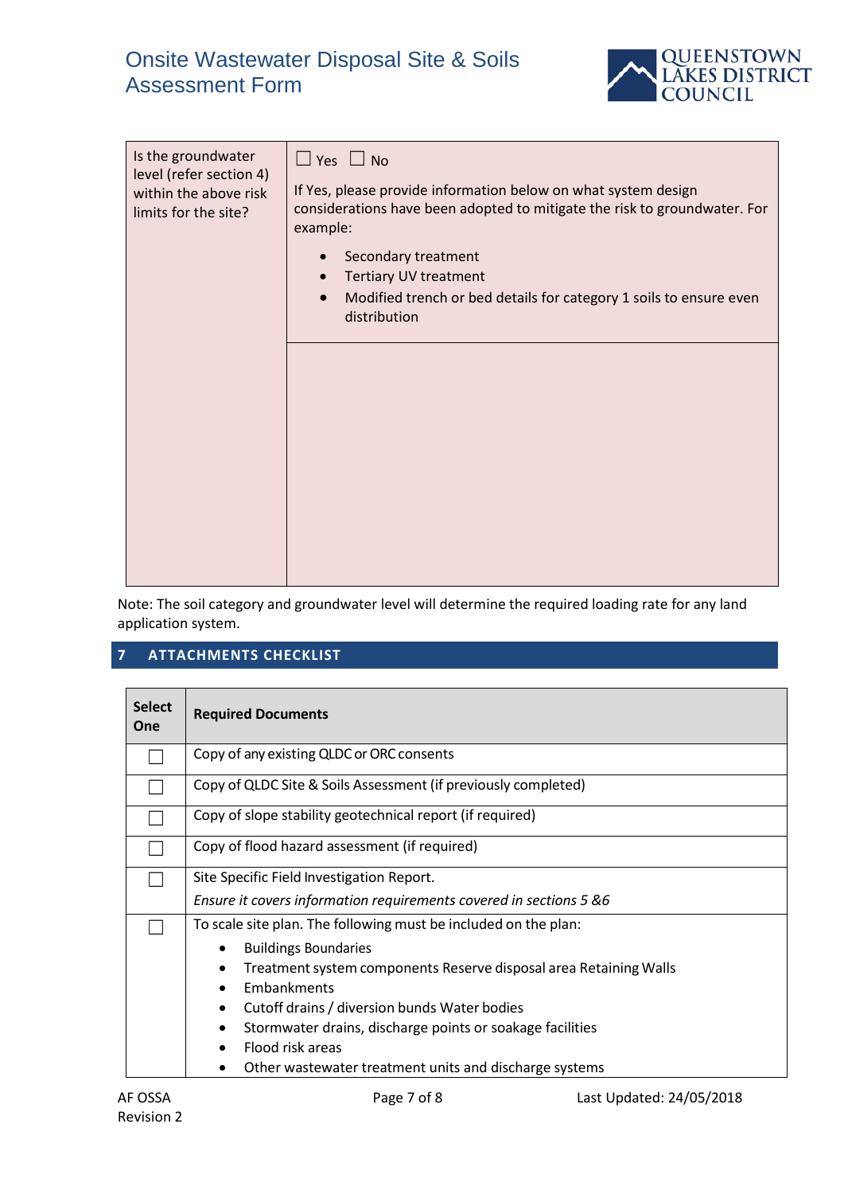| Is the groundwater level (refer section 4) within the above risk limits for the site? | ☐ Yes ☐ No<br><br>If Yes, please provide information below on what system design considerations have been adopted to mitigate the risk to groundwater. For example:<br><br>• Secondary treatment<br>• Tertiary UV treatment<br>• Modified trench or bed details for category 1 soils to ensure even distribution |
|---|---|
| | |

Note: The soil category and groundwater level will determine the required loading rate for any land application system.

## 7 ATTACHMENTS CHECKLIST

| Select One | Required Documents |
|---|---|
| ☐ | Copy of any existing QLDC or ORC consents |
| ☐ | Copy of QLDC Site & Soils Assessment (if previously completed) |
| ☐ | Copy of slope stability geotechnical report (if required) |
| ☐ | Copy of flood hazard assessment (if required) |
| ☐ | Site Specific Field Investigation Report.<br>*Ensure it covers information requirements covered in sections 5 &6* |
| ☐ | To scale site plan. The following must be included on the plan:<br>• Buildings Boundaries<br>• Treatment system components Reserve disposal area Retaining Walls<br>• Embankments<br>• Cutoff drains / diversion bunds Water bodies<br>• Stormwater drains, discharge points or soakage facilities<br>• Flood risk areas<br>• Other wastewater treatment units and discharge systems |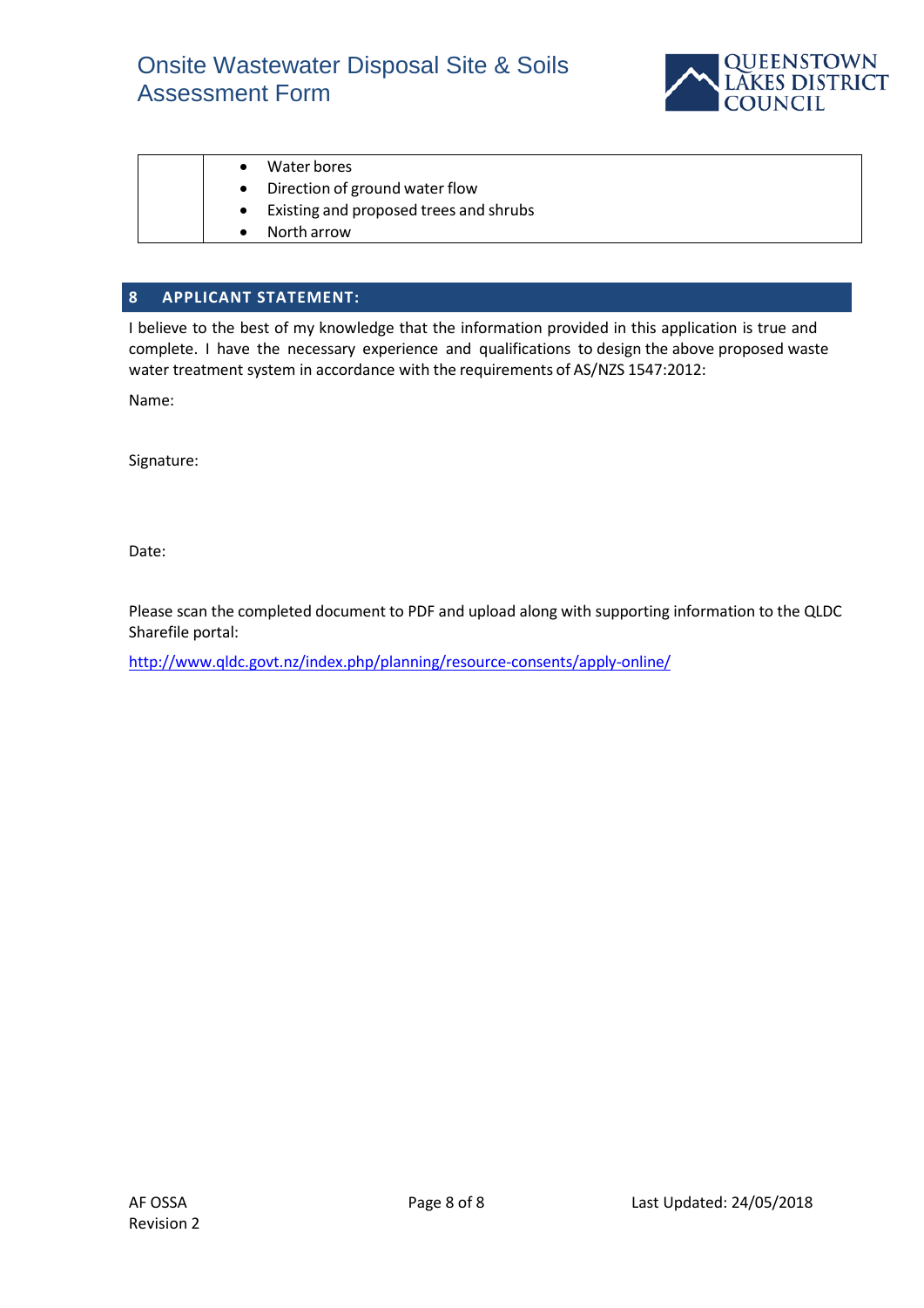| | |
|---|---|
| | • Water bores<br>• Direction of ground water flow<br>• Existing and proposed trees and shrubs<br>• North arrow |

## 8 APPLICANT STATEMENT:

I believe to the best of my knowledge that the information provided in this application is true and complete. I have the necessary experience and qualifications to design the above proposed waste water treatment system in accordance with the requirements of AS/NZS 1547:2012:

Name:

Signature:

Date:

Please scan the completed document to PDF and upload along with supporting information to the QLDC Sharefile portal:

http://www.qldc.govt.nz/index.php/planning/resource-consents/apply-online/